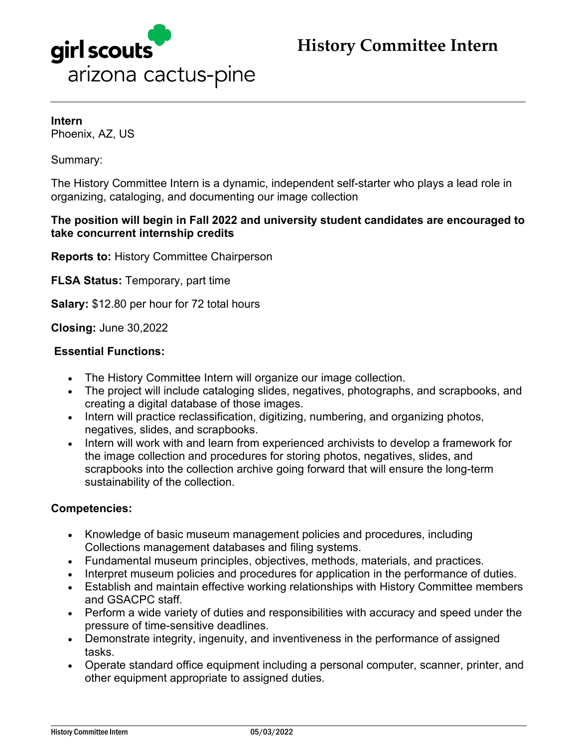girl scouts
arizona cactus-pine

# History Committee Intern

**Intern**
Phoenix, AZ, US

Summary:

The History Committee Intern is a dynamic, independent self-starter who plays a lead role in organizing, cataloging, and documenting our image collection

**The position will begin in Fall 2022 and university student candidates are encouraged to take concurrent internship credits**

**Reports to:** History Committee Chairperson

**FLSA Status:** Temporary, part time

**Salary:** $12.80 per hour for 72 total hours

**Closing:** June 30,2022

**Essential Functions:**

- The History Committee Intern will organize our image collection.
- The project will include cataloging slides, negatives, photographs, and scrapbooks, and creating a digital database of those images.
- Intern will practice reclassification, digitizing, numbering, and organizing photos, negatives, slides, and scrapbooks.
- Intern will work with and learn from experienced archivists to develop a framework for the image collection and procedures for storing photos, negatives, slides, and scrapbooks into the collection archive going forward that will ensure the long-term sustainability of the collection.

**Competencies:**

- Knowledge of basic museum management policies and procedures, including Collections management databases and filing systems.
- Fundamental museum principles, objectives, methods, materials, and practices.
- Interpret museum policies and procedures for application in the performance of duties.
- Establish and maintain effective working relationships with History Committee members and GSACPC staff.
- Perform a wide variety of duties and responsibilities with accuracy and speed under the pressure of time-sensitive deadlines.
- Demonstrate integrity, ingenuity, and inventiveness in the performance of assigned tasks.
- Operate standard office equipment including a personal computer, scanner, printer, and other equipment appropriate to assigned duties.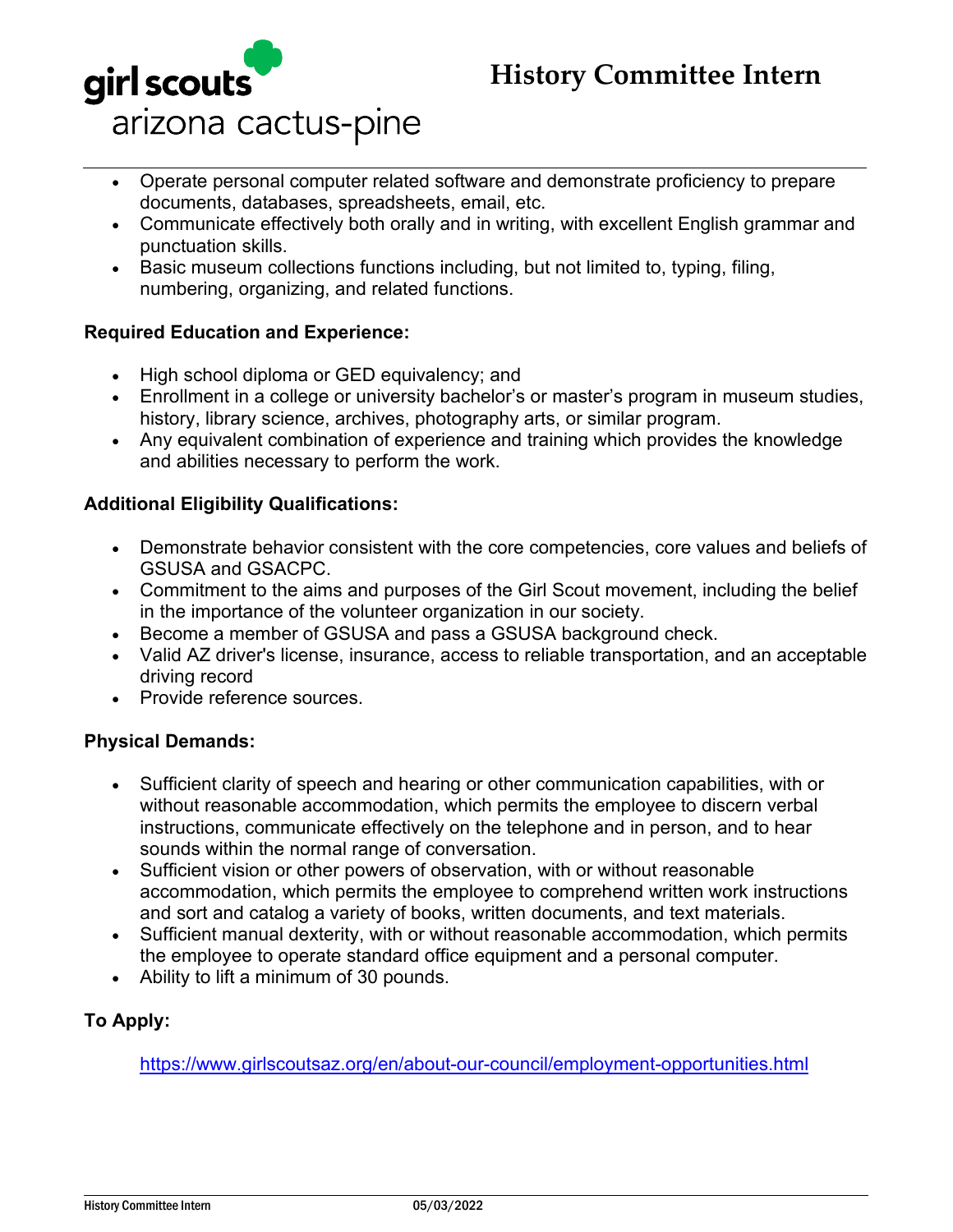- Operate personal computer related software and demonstrate proficiency to prepare documents, databases, spreadsheets, email, etc.
- Communicate effectively both orally and in writing, with excellent English grammar and punctuation skills.
- Basic museum collections functions including, but not limited to, typing, filing, numbering, organizing, and related functions.

**Required Education and Experience:**

- High school diploma or GED equivalency; and
- Enrollment in a college or university bachelor's or master's program in museum studies, history, library science, archives, photography arts, or similar program.
- Any equivalent combination of experience and training which provides the knowledge and abilities necessary to perform the work.

**Additional Eligibility Qualifications:**

- Demonstrate behavior consistent with the core competencies, core values and beliefs of GSUSA and GSACPC.
- Commitment to the aims and purposes of the Girl Scout movement, including the belief in the importance of the volunteer organization in our society.
- Become a member of GSUSA and pass a GSUSA background check.
- Valid AZ driver's license, insurance, access to reliable transportation, and an acceptable driving record
- Provide reference sources.

**Physical Demands:**

- Sufficient clarity of speech and hearing or other communication capabilities, with or without reasonable accommodation, which permits the employee to discern verbal instructions, communicate effectively on the telephone and in person, and to hear sounds within the normal range of conversation.
- Sufficient vision or other powers of observation, with or without reasonable accommodation, which permits the employee to comprehend written work instructions and sort and catalog a variety of books, written documents, and text materials.
- Sufficient manual dexterity, with or without reasonable accommodation, which permits the employee to operate standard office equipment and a personal computer.
- Ability to lift a minimum of 30 pounds.

**To Apply:**

https://www.girlscoutsaz.org/en/about-our-council/employment-opportunities.html